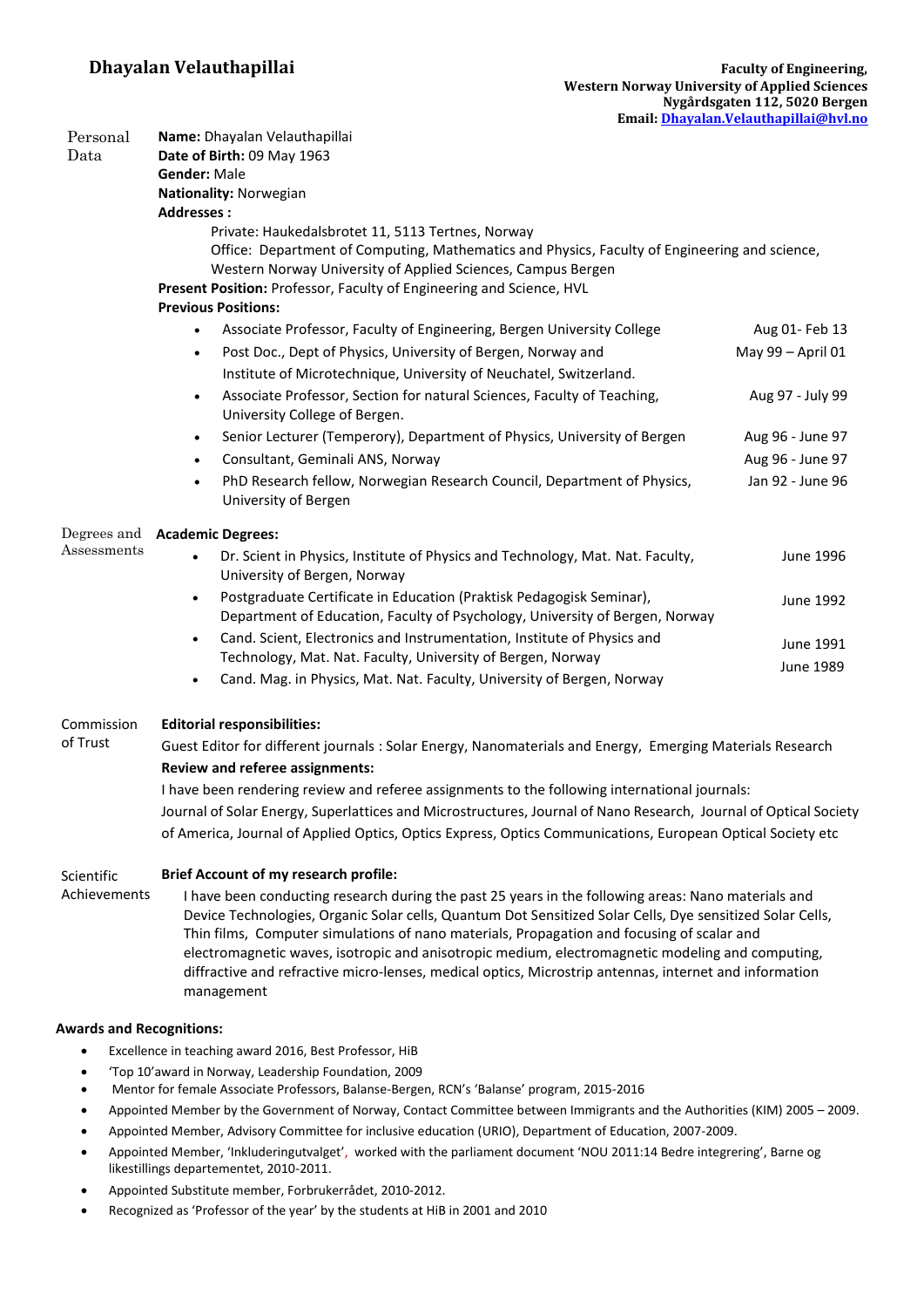# Dhayalan Velauthapillai

**Faculty of Engineering,**
**Western Norway University of Applied Sciences**
**Nygårdsgaten 112, 5020 Bergen**
**Email: Dhayalan.Velauthapillai@hvl.no**

## Personal Data

**Name:** Dhayalan Velauthapillai
**Date of Birth:** 09 May 1963
**Gender:** Male
**Nationality:** Norwegian
**Addresses :**

Private: Haukedalsbrotet 11, 5113 Tertnes, Norway
Office: Department of Computing, Mathematics and Physics, Faculty of Engineering and science, Western Norway University of Applied Sciences, Campus Bergen

**Present Position:** Professor, Faculty of Engineering and Science, HVL
**Previous Positions:**

- Associate Professor, Faculty of Engineering, Bergen University College — Aug 01- Feb 13
- Post Doc., Dept of Physics, University of Bergen, Norway and Institute of Microtechnique, University of Neuchatel, Switzerland. — May 99 – April 01
- Associate Professor, Section for natural Sciences, Faculty of Teaching, University College of Bergen. — Aug 97 - July 99
- Senior Lecturer (Temperory), Department of Physics, University of Bergen — Aug 96 - June 97
- Consultant, Geminali ANS, Norway — Aug 96 - June 97
- PhD Research fellow, Norwegian Research Council, Department of Physics, University of Bergen — Jan 92 - June 96

## Degrees and Assessments

**Academic Degrees:**

- Dr. Scient in Physics, Institute of Physics and Technology, Mat. Nat. Faculty, University of Bergen, Norway — June 1996
- Postgraduate Certificate in Education (Praktisk Pedagogisk Seminar), Department of Education, Faculty of Psychology, University of Bergen, Norway — June 1992
- Cand. Scient, Electronics and Instrumentation, Institute of Physics and Technology, Mat. Nat. Faculty, University of Bergen, Norway — June 1991
- Cand. Mag. in Physics, Mat. Nat. Faculty, University of Bergen, Norway — June 1989

## Commission of Trust

**Editorial responsibilities:**

Guest Editor for different journals : Solar Energy, Nanomaterials and Energy, Emerging Materials Research

**Review and referee assignments:**

I have been rendering review and referee assignments to the following international journals:
Journal of Solar Energy, Superlattices and Microstructures, Journal of Nano Research, Journal of Optical Society of America, Journal of Applied Optics, Optics Express, Optics Communications, European Optical Society etc

## Scientific Achievements

**Brief Account of my research profile:**

I have been conducting research during the past 25 years in the following areas: Nano materials and Device Technologies, Organic Solar cells, Quantum Dot Sensitized Solar Cells, Dye sensitized Solar Cells, Thin films, Computer simulations of nano materials, Propagation and focusing of scalar and electromagnetic waves, isotropic and anisotropic medium, electromagnetic modeling and computing, diffractive and refractive micro-lenses, medical optics, Microstrip antennas, internet and information management

## Awards and Recognitions:

- Excellence in teaching award 2016, Best Professor, HiB
- 'Top 10'award in Norway, Leadership Foundation, 2009
- Mentor for female Associate Professors, Balanse-Bergen, RCN's 'Balanse' program, 2015-2016
- Appointed Member by the Government of Norway, Contact Committee between Immigrants and the Authorities (KIM) 2005 – 2009.
- Appointed Member, Advisory Committee for inclusive education (URIO), Department of Education, 2007-2009.
- Appointed Member, 'Inkluderingutvalget', worked with the parliament document 'NOU 2011:14 Bedre integrering', Barne og likestillings departementet, 2010-2011.
- Appointed Substitute member, Forbrukerrådet, 2010-2012.
- Recognized as 'Professor of the year' by the students at HiB in 2001 and 2010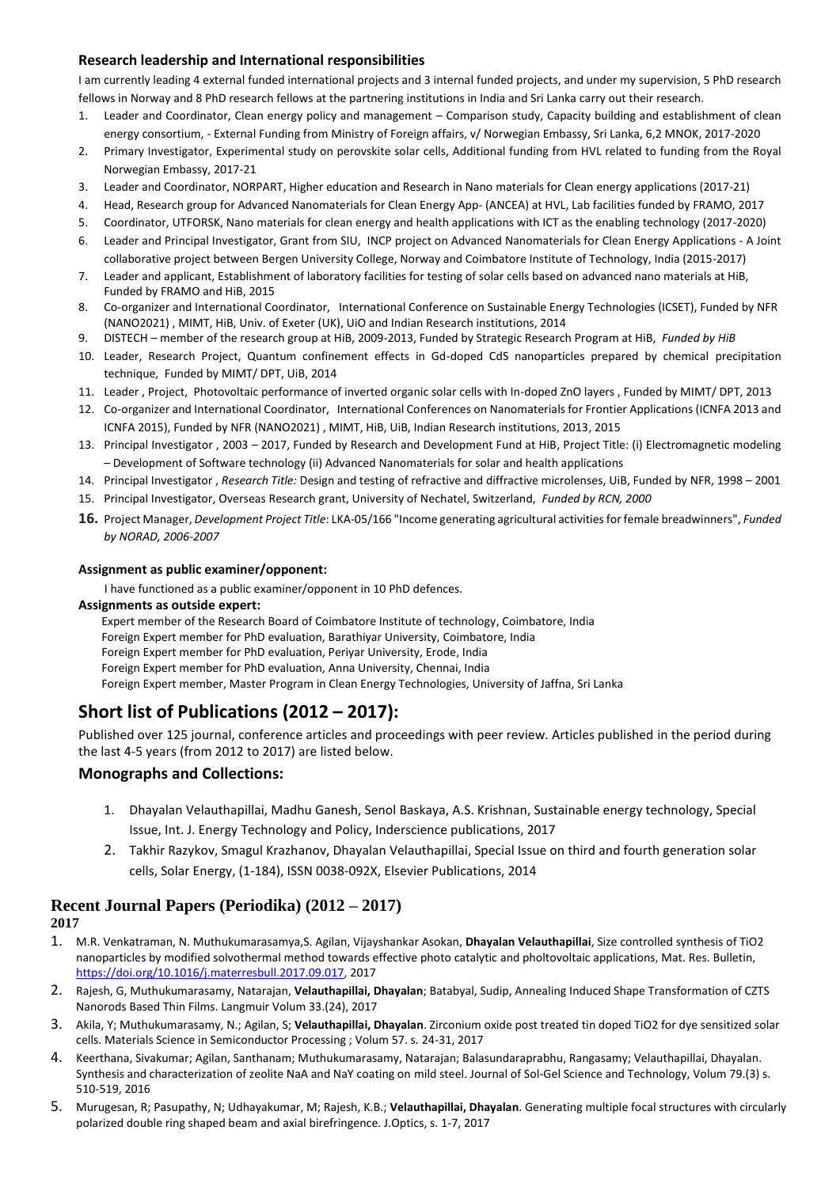### Research leadership and International responsibilities

I am currently leading 4 external funded international projects and 3 internal funded projects, and under my supervision, 5 PhD research fellows in Norway and 8 PhD research fellows at the partnering institutions in India and Sri Lanka carry out their research.

1. Leader and Coordinator, Clean energy policy and management – Comparison study, Capacity building and establishment of clean energy consortium, - External Funding from Ministry of Foreign affairs, v/ Norwegian Embassy, Sri Lanka, 6,2 MNOK, 2017-2020
2. Primary Investigator, Experimental study on perovskite solar cells, Additional funding from HVL related to funding from the Royal Norwegian Embassy, 2017-21
3. Leader and Coordinator, NORPART, Higher education and Research in Nano materials for Clean energy applications (2017-21)
4. Head, Research group for Advanced Nanomaterials for Clean Energy App- (ANCEA) at HVL, Lab facilities funded by FRAMO, 2017
5. Coordinator, UTFORSK, Nano materials for clean energy and health applications with ICT as the enabling technology (2017-2020)
6. Leader and Principal Investigator, Grant from SIU, INCP project on Advanced Nanomaterials for Clean Energy Applications - A Joint collaborative project between Bergen University College, Norway and Coimbatore Institute of Technology, India (2015-2017)
7. Leader and applicant, Establishment of laboratory facilities for testing of solar cells based on advanced nano materials at HiB, Funded by FRAMO and HiB, 2015
8. Co-organizer and International Coordinator, International Conference on Sustainable Energy Technologies (ICSET), Funded by NFR (NANO2021) , MIMT, HiB, Univ. of Exeter (UK), UiO and Indian Research institutions, 2014
9. DISTECH – member of the research group at HiB, 2009-2013, Funded by Strategic Research Program at HiB, *Funded by HiB*
10. Leader, Research Project, Quantum confinement effects in Gd-doped CdS nanoparticles prepared by chemical precipitation technique, Funded by MIMT/ DPT, UiB, 2014
11. Leader , Project, Photovoltaic performance of inverted organic solar cells with In-doped ZnO layers , Funded by MIMT/ DPT, 2013
12. Co-organizer and International Coordinator, International Conferences on Nanomaterials for Frontier Applications (ICNFA 2013 and ICNFA 2015), Funded by NFR (NANO2021) , MIMT, HiB, UiB, Indian Research institutions, 2013, 2015
13. Principal Investigator , 2003 – 2017, Funded by Research and Development Fund at HiB, Project Title: (i) Electromagnetic modeling – Development of Software technology (ii) Advanced Nanomaterials for solar and health applications
14. Principal Investigator , *Research Title:* Design and testing of refractive and diffractive microlenses, UiB, Funded by NFR, 1998 – 2001
15. Principal Investigator, Overseas Research grant, University of Nechatel, Switzerland, *Funded by RCN, 2000*
16. Project Manager, *Development Project Title*: LKA-05/166 "Income generating agricultural activities for female breadwinners", *Funded by NORAD, 2006-2007*

**Assignment as public examiner/opponent:**

I have functioned as a public examiner/opponent in 10 PhD defences.

**Assignments as outside expert:**

Expert member of the Research Board of Coimbatore Institute of technology, Coimbatore, India
Foreign Expert member for PhD evaluation, Barathiyar University, Coimbatore, India
Foreign Expert member for PhD evaluation, Periyar University, Erode, India
Foreign Expert member for PhD evaluation, Anna University, Chennai, India
Foreign Expert member, Master Program in Clean Energy Technologies, University of Jaffna, Sri Lanka

## Short list of Publications (2012 – 2017):

Published over 125 journal, conference articles and proceedings with peer review. Articles published in the period during the last 4-5 years (from 2012 to 2017) are listed below.

### Monographs and Collections:

1. Dhayalan Velauthapillai, Madhu Ganesh, Senol Baskaya, A.S. Krishnan, Sustainable energy technology, Special Issue, Int. J. Energy Technology and Policy, Inderscience publications, 2017
2. Takhir Razykov, Smagul Krazhanov, Dhayalan Velauthapillai, Special Issue on third and fourth generation solar cells, Solar Energy, (1-184), ISSN 0038-092X, Elsevier Publications, 2014

### Recent Journal Papers (Periodika) (2012 – 2017)

**2017**

1. M.R. Venkatraman, N. Muthukumarasamya,S. Agilan, Vijayshankar Asokan, **Dhayalan Velauthapillai**, Size controlled synthesis of TiO2 nanoparticles by modified solvothermal method towards effective photo catalytic and pholtovoltaic applications, Mat. Res. Bulletin, https://doi.org/10.1016/j.materresbull.2017.09.017, 2017
2. Rajesh, G, Muthukumarasamy, Natarajan, **Velauthapillai, Dhayalan**; Batabyal, Sudip, Annealing Induced Shape Transformation of CZTS Nanorods Based Thin Films. Langmuir Volum 33.(24), 2017
3. Akila, Y; Muthukumarasamy, N.; Agilan, S; **Velauthapillai, Dhayalan**. Zirconium oxide post treated tin doped TiO2 for dye sensitized solar cells. Materials Science in Semiconductor Processing ; Volum 57. s. 24-31, 2017
4. Keerthana, Sivakumar; Agilan, Santhanam; Muthukumarasamy, Natarajan; Balasundaraprabhu, Rangasamy; Velauthapillai, Dhayalan. Synthesis and characterization of zeolite NaA and NaY coating on mild steel. Journal of Sol-Gel Science and Technology, Volum 79.(3) s. 510-519, 2016
5. Murugesan, R; Pasupathy, N; Udhayakumar, M; Rajesh, K.B.; **Velauthapillai, Dhayalan**. Generating multiple focal structures with circularly polarized double ring shaped beam and axial birefringence. J.Optics, s. 1-7, 2017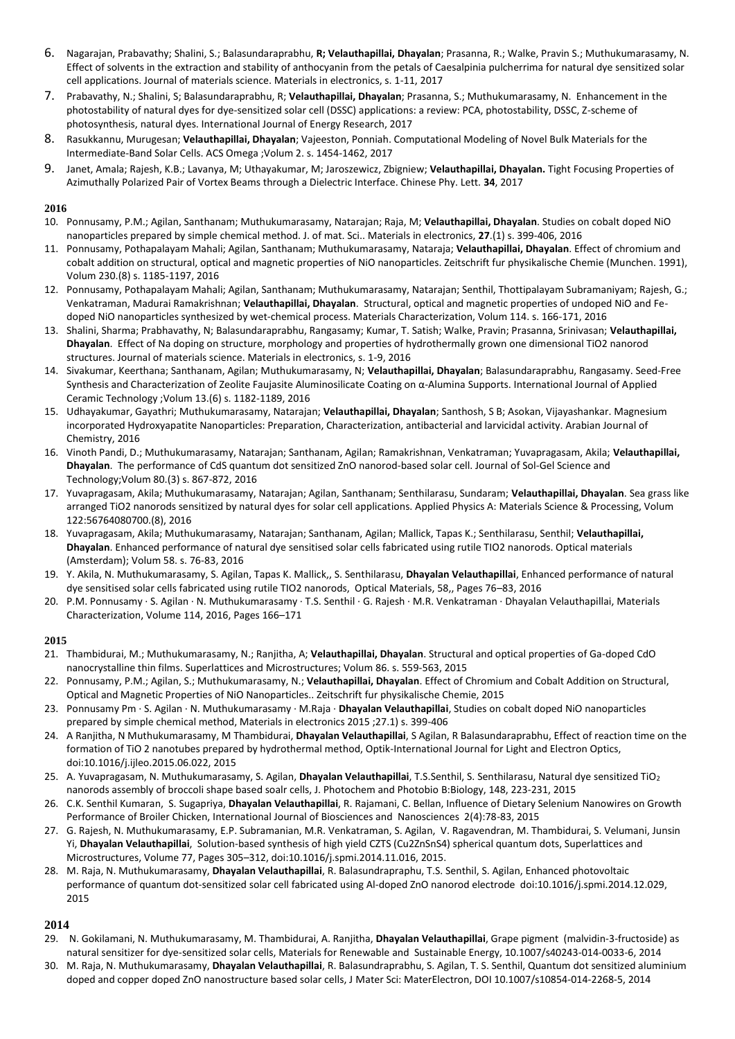6. Nagarajan, Prabavathy; Shalini, S.; Balasundaraprabhu, **R; Velauthapillai, Dhayalan**; Prasanna, R.; Walke, Pravin S.; Muthukumarasamy, N. Effect of solvents in the extraction and stability of anthocyanin from the petals of Caesalpinia pulcherrima for natural dye sensitized solar cell applications. Journal of materials science. Materials in electronics, s. 1-11, 2017
7. Prabavathy, N.; Shalini, S; Balasundaraprabhu, R; **Velauthapillai, Dhayalan**; Prasanna, S.; Muthukumarasamy, N. Enhancement in the photostability of natural dyes for dye-sensitized solar cell (DSSC) applications: a review: PCA, photostability, DSSC, Z-scheme of photosynthesis, natural dyes. International Journal of Energy Research, 2017
8. Rasukkannu, Murugesan; **Velauthapillai, Dhayalan**; Vajeeston, Ponniah. Computational Modeling of Novel Bulk Materials for the Intermediate-Band Solar Cells. ACS Omega ;Volum 2. s. 1454-1462, 2017
9. Janet, Amala; Rajesh, K.B.; Lavanya, M; Uthayakumar, M; Jaroszewicz, Zbigniew; **Velauthapillai, Dhayalan.** Tight Focusing Properties of Azimuthally Polarized Pair of Vortex Beams through a Dielectric Interface. Chinese Phy. Lett. **34**, 2017

**2016**

10. Ponnusamy, P.M.; Agilan, Santhanam; Muthukumarasamy, Natarajan; Raja, M; **Velauthapillai, Dhayalan**. Studies on cobalt doped NiO nanoparticles prepared by simple chemical method. J. of mat. Sci.. Materials in electronics, **27**.(1) s. 399-406, 2016
11. Ponnusamy, Pothapalayam Mahali; Agilan, Santhanam; Muthukumarasamy, Nataraja; **Velauthapillai, Dhayalan**. Effect of chromium and cobalt addition on structural, optical and magnetic properties of NiO nanoparticles. Zeitschrift fur physikalische Chemie (Munchen. 1991), Volum 230.(8) s. 1185-1197, 2016
12. Ponnusamy, Pothapalayam Mahali; Agilan, Santhanam; Muthukumarasamy, Natarajan; Senthil, Thottipalayam Subramaniyam; Rajesh, G.; Venkatraman, Madurai Ramakrishnan; **Velauthapillai, Dhayalan**. Structural, optical and magnetic properties of undoped NiO and Fe-doped NiO nanoparticles synthesized by wet-chemical process. Materials Characterization, Volum 114. s. 166-171, 2016
13. Shalini, Sharma; Prabhavathy, N; Balasundaraprabhu, Rangasamy; Kumar, T. Satish; Walke, Pravin; Prasanna, Srinivasan; **Velauthapillai, Dhayalan**. Effect of Na doping on structure, morphology and properties of hydrothermally grown one dimensional TiO2 nanorod structures. Journal of materials science. Materials in electronics, s. 1-9, 2016
14. Sivakumar, Keerthana; Santhanam, Agilan; Muthukumarasamy, N; **Velauthapillai, Dhayalan**; Balasundaraprabhu, Rangasamy. Seed-Free Synthesis and Characterization of Zeolite Faujasite Aluminosilicate Coating on α-Alumina Supports. International Journal of Applied Ceramic Technology ;Volum 13.(6) s. 1182-1189, 2016
15. Udhayakumar, Gayathri; Muthukumarasamy, Natarajan; **Velauthapillai, Dhayalan**; Santhosh, S B; Asokan, Vijayashankar. Magnesium incorporated Hydroxyapatite Nanoparticles: Preparation, Characterization, antibacterial and larvicidal activity. Arabian Journal of Chemistry, 2016
16. Vinoth Pandi, D.; Muthukumarasamy, Natarajan; Santhanam, Agilan; Ramakrishnan, Venkatraman; Yuvapragasam, Akila; **Velauthapillai, Dhayalan**. The performance of CdS quantum dot sensitized ZnO nanorod-based solar cell. Journal of Sol-Gel Science and Technology;Volum 80.(3) s. 867-872, 2016
17. Yuvapragasam, Akila; Muthukumarasamy, Natarajan; Agilan, Santhanam; Senthilarasu, Sundaram; **Velauthapillai, Dhayalan**. Sea grass like arranged TiO2 nanorods sensitized by natural dyes for solar cell applications. Applied Physics A: Materials Science & Processing, Volum 122:56764080700.(8), 2016
18. Yuvapragasam, Akila; Muthukumarasamy, Natarajan; Santhanam, Agilan; Mallick, Tapas K.; Senthilarasu, Senthil; **Velauthapillai, Dhayalan**. Enhanced performance of natural dye sensitised solar cells fabricated using rutile TIO2 nanorods. Optical materials (Amsterdam); Volum 58. s. 76-83, 2016
19. Y. Akila, N. Muthukumarasamy, S. Agilan, Tapas K. Mallick,, S. Senthilarasu, **Dhayalan Velauthapillai**, Enhanced performance of natural dye sensitised solar cells fabricated using rutile TIO2 nanorods, Optical Materials, 58,, Pages 76–83, 2016
20. P.M. Ponnusamy · S. Agilan · N. Muthukumarasamy · T.S. Senthil · G. Rajesh · M.R. Venkatraman · Dhayalan Velauthapillai, Materials Characterization, Volume 114, 2016, Pages 166–171

**2015**

21. Thambidurai, M.; Muthukumarasamy, N.; Ranjitha, A; **Velauthapillai, Dhayalan**. Structural and optical properties of Ga-doped CdO nanocrystalline thin films. Superlattices and Microstructures; Volum 86. s. 559-563, 2015
22. Ponnusamy, P.M.; Agilan, S.; Muthukumarasamy, N.; **Velauthapillai, Dhayalan**. Effect of Chromium and Cobalt Addition on Structural, Optical and Magnetic Properties of NiO Nanoparticles.. Zeitschrift fur physikalische Chemie, 2015
23. Ponnusamy Pm · S. Agilan · N. Muthukumarasamy · M.Raja · **Dhayalan Velauthapillai**, Studies on cobalt doped NiO nanoparticles prepared by simple chemical method, Materials in electronics 2015 ;27.1) s. 399-406
24. A Ranjitha, N Muthukumarasamy, M Thambidurai, **Dhayalan Velauthapillai**, S Agilan, R Balasundaraprabhu, Effect of reaction time on the formation of TiO 2 nanotubes prepared by hydrothermal method, Optik-International Journal for Light and Electron Optics, doi:10.1016/j.ijleo.2015.06.022, 2015
25. A. Yuvapragasam, N. Muthukumarasamy, S. Agilan, **Dhayalan Velauthapillai**, T.S.Senthil, S. Senthilarasu, Natural dye sensitized $TiO_2$ nanorods assembly of broccoli shape based soalr cells, J. Photochem and Photobio B:Biology, 148, 223-231, 2015
26. C.K. Senthil Kumaran, S. Sugapriya, **Dhayalan Velauthapillai**, R. Rajamani, C. Bellan, Influence of Dietary Selenium Nanowires on Growth Performance of Broiler Chicken, International Journal of Biosciences and Nanosciences 2(4):78-83, 2015
27. G. Rajesh, N. Muthukumarasamy, E.P. Subramanian, M.R. Venkatraman, S. Agilan, V. Ragavendran, M. Thambidurai, S. Velumani, Junsin Yi, **Dhayalan Velauthapillai**, Solution-based synthesis of high yield CZTS (Cu2ZnSnS4) spherical quantum dots, Superlattices and Microstructures, Volume 77, Pages 305–312, doi:10.1016/j.spmi.2014.11.016, 2015.
28. M. Raja, N. Muthukumarasamy, **Dhayalan Velauthapillai**, R. Balasundraprabhu, T.S. Senthil, S. Agilan, Enhanced photovoltaic performance of quantum dot-sensitized solar cell fabricated using Al-doped ZnO nanorod electrode doi:10.1016/j.spmi.2014.12.029, 2015

**2014**

29. N. Gokilamani, N. Muthukumarasamy, M. Thambidurai, A. Ranjitha, **Dhayalan Velauthapillai**, Grape pigment (malvidin-3-fructoside) as natural sensitizer for dye-sensitized solar cells, Materials for Renewable and Sustainable Energy, 10.1007/s40243-014-0033-6, 2014
30. M. Raja, N. Muthukumarasamy, **Dhayalan Velauthapillai**, R. Balasundraprabhu, S. Agilan, T. S. Senthil, Quantum dot sensitized aluminium doped and copper doped ZnO nanostructure based solar cells, J Mater Sci: MaterElectron, DOI 10.1007/s10854-014-2268-5, 2014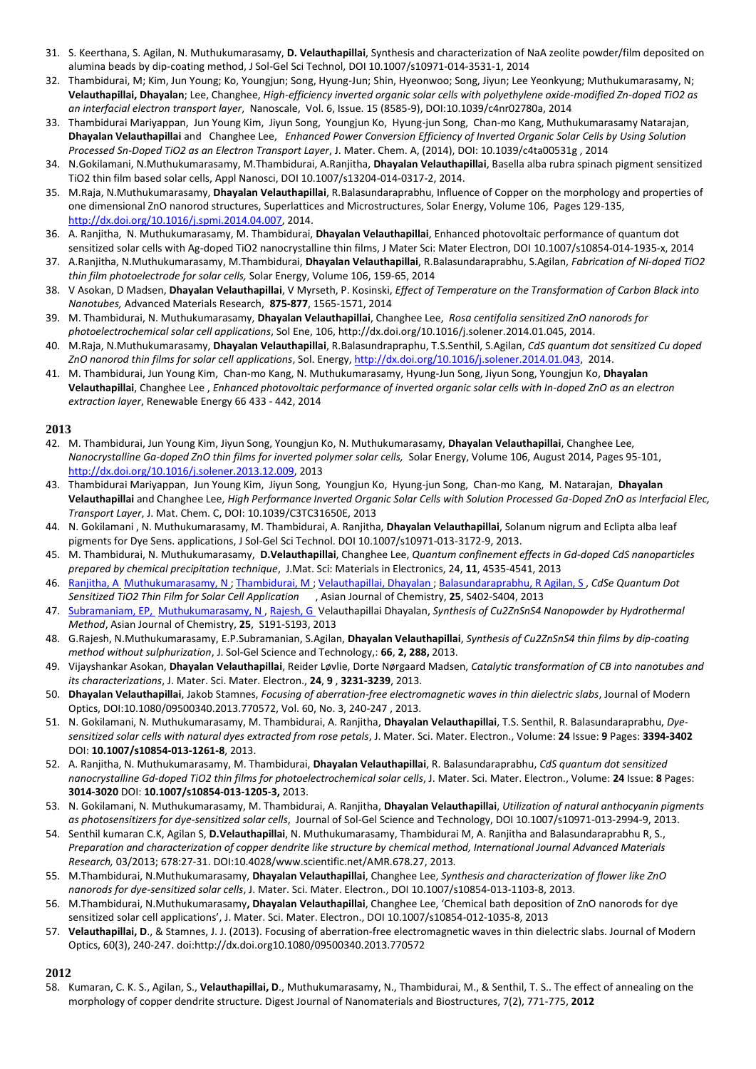31. S. Keerthana, S. Agilan, N. Muthukumarasamy, **D. Velauthapillai**, Synthesis and characterization of NaA zeolite powder/film deposited on alumina beads by dip-coating method, J Sol-Gel Sci Technol, DOI 10.1007/s10971-014-3531-1, 2014
32. Thambidurai, M; Kim, Jun Young; Ko, Youngjun; Song, Hyung-Jun; Shin, Hyeonwoo; Song, Jiyun; Lee Yeonkyung; Muthukumarasamy, N; **Velauthapillai, Dhayalan**; Lee, Changhee, *High-efficiency inverted organic solar cells with polyethylene oxide-modified Zn-doped TiO2 as an interfacial electron transport layer*, Nanoscale, Vol. 6, Issue. 15 (8585-9), DOI:10.1039/c4nr02780a, 2014
33. Thambidurai Mariyappan, Jun Young Kim, Jiyun Song, Youngjun Ko, Hyung-jun Song, Chan-mo Kang, Muthukumarasamy Natarajan, **Dhayalan Velauthapillai** and Changhee Lee, *Enhanced Power Conversion Efficiency of Inverted Organic Solar Cells by Using Solution Processed Sn-Doped TiO2 as an Electron Transport Layer*, J. Mater. Chem. A, (2014), DOI: 10.1039/c4ta00531g , 2014
34. N.Gokilamani, N.Muthukumarasamy, M.Thambidurai, A.Ranjitha, **Dhayalan Velauthapillai**, Basella alba rubra spinach pigment sensitized TiO2 thin film based solar cells, Appl Nanosci, DOI 10.1007/s13204-014-0317-2, 2014.
35. M.Raja, N.Muthukumarasamy, **Dhayalan Velauthapillai**, R.Balasundaraprabhu, Influence of Copper on the morphology and properties of one dimensional ZnO nanorod structures, Superlattices and Microstructures, Solar Energy, Volume 106, Pages 129-135, http://dx.doi.org/10.1016/j.spmi.2014.04.007, 2014.
36. A. Ranjitha, N. Muthukumarasamy, M. Thambidurai, **Dhayalan Velauthapillai**, Enhanced photovoltaic performance of quantum dot sensitized solar cells with Ag-doped TiO2 nanocrystalline thin films, J Mater Sci: Mater Electron, DOI 10.1007/s10854-014-1935-x, 2014
37. A.Ranjitha, N.Muthukumarasamy, M.Thambidurai, **Dhayalan Velauthapillai**, R.Balasundaraprabhu, S.Agilan, *Fabrication of Ni-doped TiO2 thin film photoelectrode for solar cells,* Solar Energy, Volume 106, 159-65, 2014
38. V Asokan, D Madsen, **Dhayalan Velauthapillai**, V Myrseth, P. Kosinski, *Effect of Temperature on the Transformation of Carbon Black into Nanotubes,* Advanced Materials Research, **875-877**, 1565-1571, 2014
39. M. Thambidurai, N. Muthukumarasamy, **Dhayalan Velauthapillai**, Changhee Lee, *Rosa centifolia sensitized ZnO nanorods for photoelectrochemical solar cell applications*, Sol Ene, 106, http://dx.doi.org/10.1016/j.solener.2014.01.045, 2014.
40. M.Raja, N.Muthukumarasamy, **Dhayalan Velauthapillai**, R.Balasundraprabhu, T.S.Senthil, S.Agilan, *CdS quantum dot sensitized Cu doped ZnO nanorod thin films for solar cell applications*, Sol. Energy, http://dx.doi.org/10.1016/j.solener.2014.01.043, 2014.
41. M. Thambidurai, Jun Young Kim, Chan-mo Kang, N. Muthukumarasamy, Hyung-Jun Song, Jiyun Song, Youngjun Ko, **Dhayalan Velauthapillai**, Changhee Lee , *Enhanced photovoltaic performance of inverted organic solar cells with In-doped ZnO as an electron extraction layer*, Renewable Energy 66 433 - 442, 2014

## 2013

42. M. Thambidurai, Jun Young Kim, Jiyun Song, Youngjun Ko, N. Muthukumarasamy, **Dhayalan Velauthapillai**, Changhee Lee, *Nanocrystalline Ga-doped ZnO thin films for inverted polymer solar cells,* Solar Energy, Volume 106, August 2014, Pages 95-101, http://dx.doi.org/10.1016/j.solener.2013.12.009, 2013
43. Thambidurai Mariyappan, Jun Young Kim, Jiyun Song, Youngjun Ko, Hyung-jun Song, Chan-mo Kang, M. Natarajan, **Dhayalan Velauthapillai** and Changhee Lee, *High Performance Inverted Organic Solar Cells with Solution Processed Ga-Doped ZnO as Interfacial Elec, Transport Layer*, J. Mat. Chem. C, DOI: 10.1039/C3TC31650E, 2013
44. N. Gokilamani , N. Muthukumarasamy, M. Thambidurai, A. Ranjitha, **Dhayalan Velauthapillai**, Solanum nigrum and Eclipta alba leaf pigments for Dye Sens. applications, J Sol-Gel Sci Technol. DOI 10.1007/s10971-013-3172-9, 2013.
45. M. Thambidurai, N. Muthukumarasamy, **D.Velauthapillai**, Changhee Lee, *Quantum confinement effects in Gd-doped CdS nanoparticles prepared by chemical precipitation technique*, J.Mat. Sci: Materials in Electronics, 24, **11**, 4535-4541, 2013
46. Ranjitha, A Muthukumarasamy, N ; Thambidurai, M ; Velauthapillai, Dhayalan ; Balasundaraprabhu, R Agilan, S , *CdSe Quantum Dot Sensitized TiO2 Thin Film for Solar Cell Application* , Asian Journal of Chemistry, **25**, S402-S404, 2013
47. Subramaniam, EP, Muthukumarasamy, N , Rajesh, G Velauthapillai Dhayalan, *Synthesis of Cu2ZnSnS4 Nanopowder by Hydrothermal Method*, Asian Journal of Chemistry, **25**, S191-S193, 2013
48. G.Rajesh, N.Muthukumarasamy, E.P.Subramanian, S.Agilan, **Dhayalan Velauthapillai**, *Synthesis of Cu2ZnSnS4 thin films by dip-coating method without sulphurization*, J. Sol-Gel Science and Technology,: **66**, **2, 288,** 2013.
49. Vijayshankar Asokan, **Dhayalan Velauthapillai**, Reider Løvlie, Dorte Nørgaard Madsen, *Catalytic transformation of CB into nanotubes and its characterizations*, J. Mater. Sci. Mater. Electron., **24**, **9** , **3231-3239**, 2013.
50. **Dhayalan Velauthapillai**, Jakob Stamnes, *Focusing of aberration-free electromagnetic waves in thin dielectric slabs*, Journal of Modern Optics, DOI:10.1080/09500340.2013.770572, Vol. 60, No. 3, 240-247 , 2013.
51. N. Gokilamani, N. Muthukumarasamy, M. Thambidurai, A. Ranjitha, **Dhayalan Velauthapillai**, T.S. Senthil, R. Balasundaraprabhu, *Dye-sensitized solar cells with natural dyes extracted from rose petals*, J. Mater. Sci. Mater. Electron., Volume: **24** Issue: **9** Pages: **3394-3402** DOI: **10.1007/s10854-013-1261-8**, 2013.
52. A. Ranjitha, N. Muthukumarasamy, M. Thambidurai, **Dhayalan Velauthapillai**, R. Balasundaraprabhu, *CdS quantum dot sensitized nanocrystalline Gd-doped TiO2 thin films for photoelectrochemical solar cells*, J. Mater. Sci. Mater. Electron., Volume: **24** Issue: **8** Pages: **3014-3020** DOI: **10.1007/s10854-013-1205-3,** 2013.
53. N. Gokilamani, N. Muthukumarasamy, M. Thambidurai, A. Ranjitha, **Dhayalan Velauthapillai**, *Utilization of natural anthocyanin pigments as photosensitizers for dye-sensitized solar cells*, Journal of Sol-Gel Science and Technology, DOI 10.1007/s10971-013-2994-9, 2013.
54. Senthil kumaran C.K, Agilan S, **D.Velauthapillai**, N. Muthukumarasamy, Thambidurai M, A. Ranjitha and Balasundaraprabhu R, S., *Preparation and characterization of copper dendrite like structure by chemical method, International Journal Advanced Materials Research,* 03/2013; 678:27-31. DOI:10.4028/www.scientific.net/AMR.678.27, 2013*.*
55. M.Thambidurai, N.Muthukumarasamy, **Dhayalan Velauthapillai**, Changhee Lee, *Synthesis and characterization of flower like ZnO nanorods for dye-sensitized solar cells*, J. Mater. Sci. Mater. Electron., DOI 10.1007/s10854-013-1103-8, 2013.
56. M.Thambidurai, N.Muthukumarasamy**, Dhayalan Velauthapillai**, Changhee Lee, 'Chemical bath deposition of ZnO nanorods for dye sensitized solar cell applications', J. Mater. Sci. Mater. Electron., DOI 10.1007/s10854-012-1035-8, 2013
57. **Velauthapillai, D**., & Stamnes, J. J. (2013). Focusing of aberration-free electromagnetic waves in thin dielectric slabs. Journal of Modern Optics, 60(3), 240-247. doi:http://dx.doi.org10.1080/09500340.2013.770572

## 2012

58. Kumaran, C. K. S., Agilan, S., **Velauthapillai, D**., Muthukumarasamy, N., Thambidurai, M., & Senthil, T. S.. The effect of annealing on the morphology of copper dendrite structure. Digest Journal of Nanomaterials and Biostructures, 7(2), 771-775, **2012**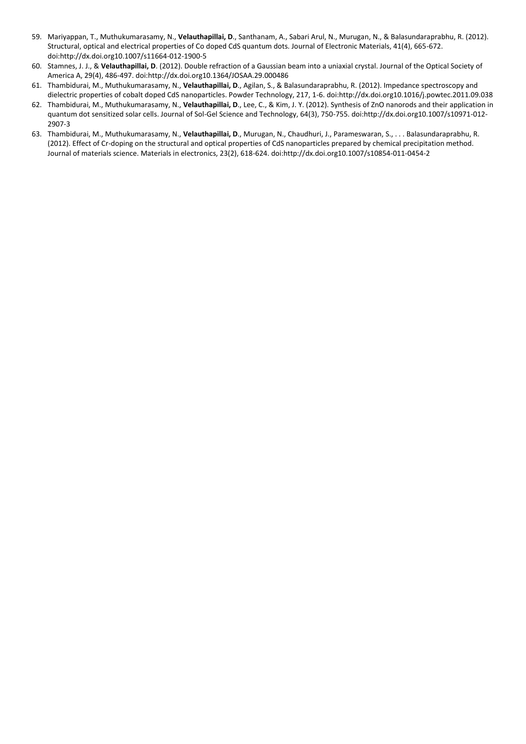59. Mariyappan, T., Muthukumarasamy, N., **Velauthapillai, D**., Santhanam, A., Sabari Arul, N., Murugan, N., & Balasundaraprabhu, R. (2012). Structural, optical and electrical properties of Co doped CdS quantum dots. Journal of Electronic Materials, 41(4), 665-672. doi:http://dx.doi.org10.1007/s11664-012-1900-5
60. Stamnes, J. J., & **Velauthapillai, D**. (2012). Double refraction of a Gaussian beam into a uniaxial crystal. Journal of the Optical Society of America A, 29(4), 486-497. doi:http://dx.doi.org10.1364/JOSAA.29.000486
61. Thambidurai, M., Muthukumarasamy, N., **Velauthapillai, D**., Agilan, S., & Balasundaraprabhu, R. (2012). Impedance spectroscopy and dielectric properties of cobalt doped CdS nanoparticles. Powder Technology, 217, 1-6. doi:http://dx.doi.org10.1016/j.powtec.2011.09.038
62. Thambidurai, M., Muthukumarasamy, N., **Velauthapillai, D**., Lee, C., & Kim, J. Y. (2012). Synthesis of ZnO nanorods and their application in quantum dot sensitized solar cells. Journal of Sol-Gel Science and Technology, 64(3), 750-755. doi:http://dx.doi.org10.1007/s10971-012-2907-3
63. Thambidurai, M., Muthukumarasamy, N., **Velauthapillai, D**., Murugan, N., Chaudhuri, J., Parameswaran, S., . . . Balasundaraprabhu, R. (2012). Effect of Cr-doping on the structural and optical properties of CdS nanoparticles prepared by chemical precipitation method. Journal of materials science. Materials in electronics, 23(2), 618-624. doi:http://dx.doi.org10.1007/s10854-011-0454-2